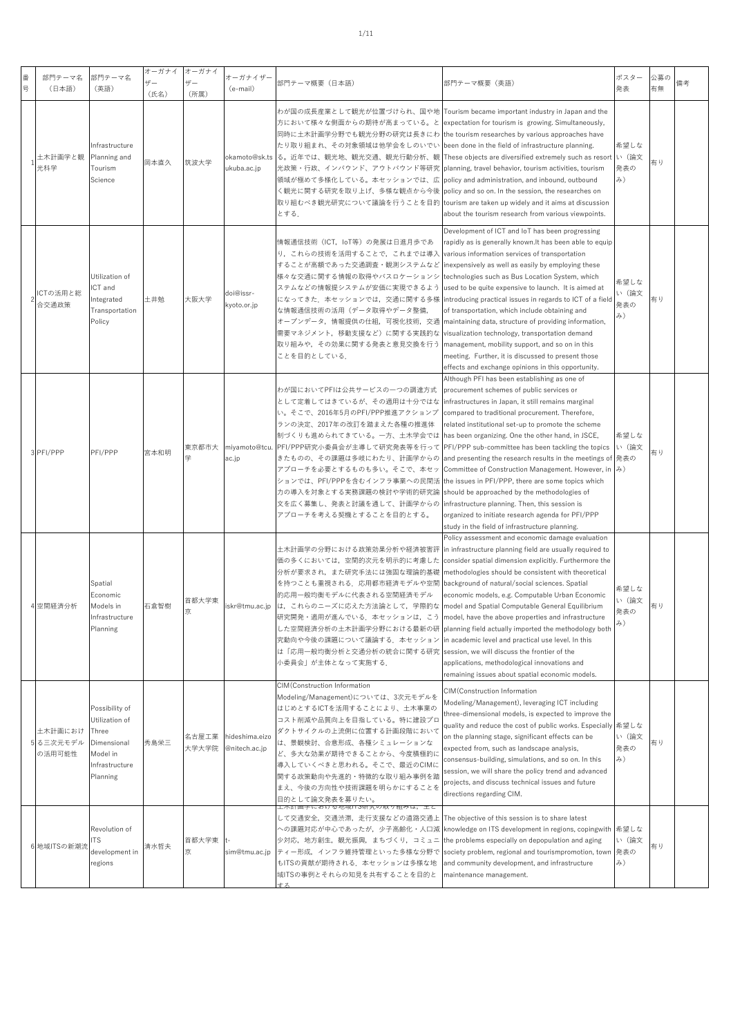| 番号 | 部門テーマ名（日本語） | 部門テーマ名（英語） | オーガナイザー（氏名） | オーガナイザー（所属） | オーガナイザー（e-mail） | 部門テーマ概要（日本語） | 部門テーマ概要（英語） | ポスター発表 | 公募の有無 | 備考 |
|---|---|---|---|---|---|---|---|---|---|---|
| 1 | 土木計画学と観光科学 | Infrastructure Planning and Tourism Science | 岡本直久 | 筑波大学 | okamoto@sk.tsukuba.ac.jp | わが国の成長産業として観光が位置づけられ、国や地方において様々な側面からの期待が高まっている。と同時に土木計画学分野でも観光分野の研究は長きにわたり取り組まれ、その対象領域は他学会をしのいでいる。近年では、観光地、観光交通、観光行動分析、観光政策・行政、インバウンド、アウトバウンド等研究領域が極めて多様化している。本セッションでは、広く観光に関する研究を取り上げ、多様な観点から今後取り組むべき観光研究について議論を行うことを目的とする。 | Tourism became important industry in Japan and the expectation for tourism is growing. Simultaneously, the tourism researches by various approaches have been done in the field of infrastructure planning. These objects are diversified extremely such as resort planning, travel behavior, tourism activities, tourism policy and administration, and inbound, outbound policy and so on. In the session, the researches on tourism are taken up widely and it aims at discussion about the tourism research from various viewpoints. | 希望しない（論文発表のみ） | 有り | |
| 2 | ICTの活用と総合交通政策 | Utilization of ICT and Integrated Transportation Policy | 土井勉 | 大阪大学 | doi@issr-kyoto.or.jp | 情報通信技術（ICT，IoT等）の発展は日進月歩であり，これらの技術を活用することで，これまでは導入することが高額であった交通調査・観測システムなど様々な交通に関する情報の取得やバスロケーションシステムなどの情報提供システムが安価に実現できるようになってきた．本セッションでは，交通に関する多様な情報通信技術の活用（データ取得やデータ整備，オープンデータ，情報提供の仕組，可視化技術，交通需要マネジメント，移動支援など）に関する実践的な取り組みや，その効果に関する発表と意見交換を行うことを目的としている． | Development of ICT and IoT has been progressing rapidly as is generally known.It has been able to equip various information services of transportation inexpensively as well as easily by employing these technologies such as Bus Location System, which used to be quite expensive to launch. It is aimed at introducing practical issues in regards to ICT of a field of transportation, which include obtaining and maintaining data, structure of providing information, visualization technology, transportation demand management, mobility support, and so on in this meeting. Further, it is discussed to present those effects and exchange opinions in this opportunity. | 希望しない（論文発表のみ） | 有り | |
| 3 | PFI/PPP | PFI/PPP | 宮本和明 | 東京都市大学 | miyamoto@tcu.ac.jp | わが国においてPFIは公共サービスの一つの調達方式として定着してはきているが、その適用は十分ではない。そこで、2016年5月のPFI/PPP推進アクションプランの決定、2017年の改訂を踏まえた各種の推進体制づくりも進められてきている。一方、土木学会ではPFI/PPP研究小委員会が主導して研究発表等を行ってきたものの、その課題は多岐にわたり、計画学からのアプローチを必要とするものも多い。そこで、本セッションでは、PFI/PPPを含むインフラ事業への民間活力の導入を対象とする実務課題の検討や学術的研究論文を広く募集し、発表と討議を通して、計画学からのアプローチを考える契機とすることを目的とする。 | Although PFI has been establishing as one of procurement schemes of public services or infrastructures in Japan, it still remains marginal compared to traditional procurement. Therefore, related institutional set-up to promote the scheme has been organizing. One the other hand, in JSCE, PFI/PPP sub-committee has been tackling the topics and presenting the research results in the meetings of Committee of Construction Management. However, in the issues in PFI/PPP, there are some topics which should be approached by the methodologies of infrastructure planning. Then, this session is organized to initiate research agenda for PFI/PPP study in the field of infrastructure planning. | 希望しない（論文発表のみ） | 有り | |
| 4 | 空間経済分析 | Spatial Economic Models in Infrastructure Planning | 石倉智樹 | 首都大学東京 | iskr@tmu.ac.jp | 土木計画学の分野における政策効果分析や経済被害評価の多くにおいては，空間的次元を明示的に考慮した分析が要求され，また研究手法には強固な理論的基礎を持つことも重視される．応用都市経済モデルや空間的応用一般均衡モデルに代表される空間経済モデルは，これらのニーズに応えた方法論として，学際的な研究開発・適用が進んでいる．本セッションは，こうした空間経済分析の土木計画学分野における最新の研究動向や今後の課題について議論する．本セッションは「応用一般均衡分析と交通分析の統合に関する研究小委員会」が主体となって実施する． | Policy assessment and economic damage evaluation in infrastructure planning field are usually required to consider spatial dimension explicitly. Furthermore the methodologies should be consistent with theoretical background of natural/social sciences. Spatial economic models, e.g. Computable Urban Economic model and Spatial Computable General Equilibrium model, have the above properties and infrastructure planning field actually imported the methodology both in academic level and practical use level. In this session, we will discuss the frontier of the applications, methodological innovations and remaining issues about spatial economic models. | 希望しない（論文発表のみ） | 有り | |
| 5 | 土木計画における三次元モデルの活用可能性 | Possibility of Utilization of Three Dimensional Model in Infrastructure Planning | 秀島栄三 | 名古屋工業大学大学院 | hideshima.eizo@nitech.ac.jp | CIM(Construction Information Modeling/Management)については、3次元モデルをはじめとするICTを活用することにより、土木事業のコスト削減や品質向上を目指している。特に建設プロダクトサイクルの上流側に位置する計画段階においては、景観検討、合意形成、各種シミュレーションなど、多大な効果が期待できることから、今度積極的に導入していくべきと思われる。そこで、最近のCIMに関する政策動向や先進的・特徴的な取り組み事例を踏まえ、今後の方向性や技術課題を明らかにすることを目的として論文発表を募りたい。 | CIM(Construction Information Modeling/Management), leveraging ICT including three-dimensional models, is expected to improve the quality and reduce the cost of public works. Especially on the planning stage, significant effects can be expected from, such as landscape analysis, consensus-building, simulations, and so on. In this session, we will share the policy trend and advanced projects, and discuss technical issues and future directions regarding CIM. | 希望しない（論文発表のみ） | 有り | |
| 6 | 地域ITSの新潮流 | Revolution of ITS development in regions | 清水哲夫 | 首都大学東京 | t-sim@tmu.ac.jp | 土木計画学における地域ITS研究の取り組みは，主として交通安全，交通渋滞，走行支援などの道路交通上への課題対応が中心であったが，少子高齢化・人口減少対策，地方創生，観光振興，まちづくり，コミュニティー形成，インフラ維持管理といった多様な分野でもITSの貢献が期待される．本セッションは多様な地域ITSの事例とそれらの知見を共有することを目的とする． | The objective of this session is to share latest knowledge on ITS development in regions, copingwith the problems especially on depopulation and aging society problem, regional and tourismpromotion, town and community development, and infrastructure maintenance management. | 希望しない（論文発表のみ） | 有り | |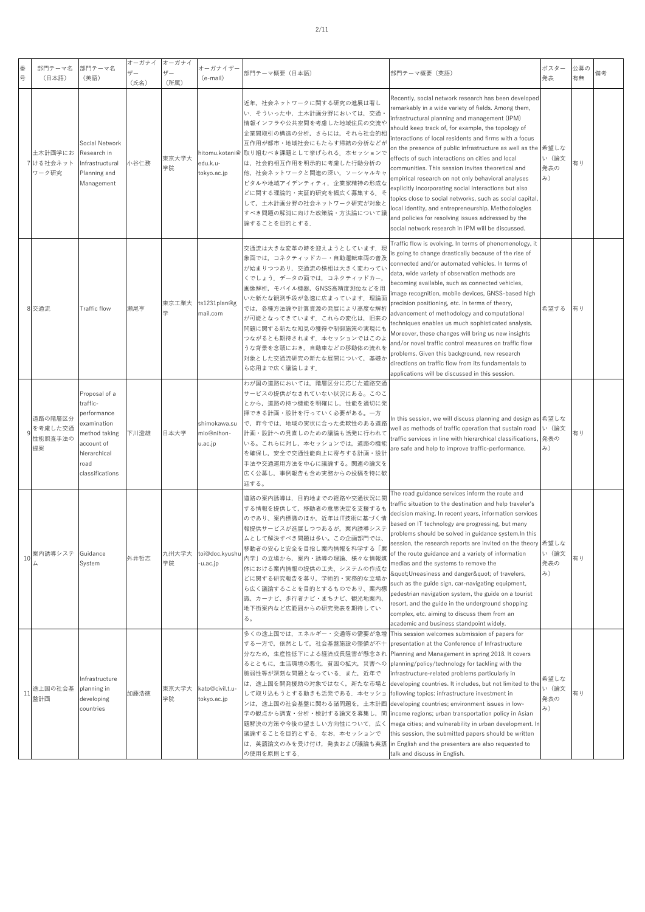| 番号 | 部門テーマ名（日本語） | 部門テーマ名（英語） | オーガナイザー（氏名） | オーガナイザー（所属） | オーガナイザー（e-mail） | 部門テーマ概要（日本語） | 部門テーマ概要（英語） | ポスター発表 | 公募の有無 | 備考 |
|---|---|---|---|---|---|---|---|---|---|---|
| 7 | 土木計画学における社会ネットワーク研究 | Social Network Research in Infrastructural Planning and Management | 小谷仁務 | 東京大学大学院 | hitomu.kotani@edu.k.u-tokyo.ac.jp | 近年，社会ネットワークに関する研究の進展は著しい．そういった中，土木計画分野においては，交通・情報インフラや公共空間を考慮した地域住民の交流や企業間取引の構造の分析，さらには，それら社会的相互作用が都市・地域社会にもたらす帰結の分析などが取り組むべき課題として挙げられる．本セッションでは，社会的相互作用を明示的に考慮した行動分析の他，社会ネットワークと関連の深い，ソーシャルキャピタルや地域アイデンティティ，企業家精神の形成などに関する理論的・実証的研究を幅広く募集する．そして，土木計画分野の社会ネットワーク研究が対象とすべき問題の解消に向けた政策論・方法論について議論することを目的とする． | Recently, social network research has been developed remarkably in a wide variety of fields. Among them, infrastructural planning and management (IPM) should keep track of, for example, the topology of interactions of local residents and firms with a focus on the presence of public infrastructure as well as the effects of such interactions on cities and local communities. This session invites theoretical and empirical research on not only behavioral analyses explicitly incorporating social interactions but also topics close to social networks, such as social capital, local identity, and entrepreneurship. Methodologies and policies for resolving issues addressed by the social network research in IPM will be discussed. | 希望しない（論文発表のみ） | 有り | |
| 8 | 交通流 | Traffic flow | 瀬尾亨 | 東京工業大学 | ts1231plan@gmail.com | 交通流は大きな変革の時を迎えようとしています．現象面では，コネクティッドカー・自動運転車両の普及が始まりつつあり，交通流の様相は大きく変わっていくでしょう．データの面では，コネクティッドカー，画像解析，モバイル機器，GNSS高精度測位などを用いた新たな観測手段が急速に広まっています．理論面では，各種方法論や計算資源の発展により高度な解析が可能となってきています．これらの変化は，旧来の問題に関する新たな知見の獲得や制御施策の実現にもつながるとも期待されます．本セッションではこのような背景を念頭におき，自動車などの移動体の流れを対象とした交通流研究の新たな展開について，基礎から応用まで広く議論します． | Traffic flow is evolving. In terms of phenomenology, it is going to change drastically because of the rise of connected and/or automated vehicles. In terms of data, wide variety of observation methods are becoming available, such as connected vehicles, image recognition, mobile devices, GNSS-based high precision positioning, etc. In terms of theory, advancement of methodology and computational techniques enables us much sophisticated analysis. Moreover, these changes will bring us new insights and/or novel traffic control measures on traffic flow problems. Given this background, new research directions on traffic flow from its fundamentals to applications will be discussed in this session. | 希望する | 有り | |
| 9 | 道路の階層区分を考慮した交通性能照査手法の提案 | Proposal of a traffic-performance examination method taking account of hierarchical road classifications | 下川澄雄 | 日本大学 | shimokawa.sumio@nihon-u.ac.jp | わが国の道路においては，階層区分に応じた道路交通サービスの提供がなされていない状況にある。このことから，道路の持つ機能を明確にし，性能を適切に発揮できる計画・設計を行っていく必要がある。一方で，昨今では，地域の実状に合った柔軟性のある道路計画・設計への見直しのための議論も活発に行われている。これらに対し，本セッションでは，道路の機能を確保し，安全で交通性能向上に寄与する計画・設計手法や交通運用方法を中心に議論する。関連の論文を広く公募し，事例報告も含め実務からの投稿を特に歓迎する。 | In this session, we will discuss planning and design as well as methods of traffic operation that sustain road traffic services in line with hierarchical classifications, are safe and help to improve traffic-performance. | 希望しない（論文発表のみ） | 有り | |
| 10 | 案内誘導システム | Guidance System | 外井哲志 | 九州大学大学院 | toi@doc.kyushu-u.ac.jp | 道路の案内誘導は，目的地までの経路や交通状況に関する情報を提供して，移動者の意思決定を支援するものであり，案内標識のほか，近年はIT技術に基づく情報提供サービスが進展しつつあるが，案内誘導システムとして解決すべき問題は多い。この企画部門では，移動者の安心と安全を目指し案内情報を科学する「案内学」の立場から，案内・誘導の理論、様々な情報媒体における案内情報の提供の工夫、システムの作成などに関する研究報告を募り，学術的・実務的な立場から広く議論することを目的とするものであり，案内標識、カーナビ、歩行者ナビ・まちナビ、観光地案内、地下街案内など広範囲からの研究発表を期待している。 | The road guidance services inform the route and traffic situation to the destination and help traveler's decision making. In recent years, information services based on IT technology are progressing, but many problems should be solved in guidance system.In this session, the research reports are invited on the theory of the route guidance and a variety of information medias and the systems to remove the &quot;Uneasiness and danger&quot; of travelers, such as the guide sign, car-navigating equipment, pedestrian navigation system, the guide on a tourist resort, and the guide in the underground shopping complex, etc. aiming to discuss them from an academic and business standpoint widely. | 希望しない（論文発表のみ） | 有り | |
| 11 | 途上国の社会基盤計画 | Infrastructure planning in developing countries | 加藤浩徳 | 東京大学大学院 | kato@civil.t.u-tokyo.ac.jp | 多くの途上国では，エネルギー・交通等の需要が急増する一方で，依然として，社会基盤施設の整備が不十分なため，生産性低下による経済成長阻害が懸念されるとともに，生活環境の悪化，貧困の拡大，災害への脆弱性等が深刻な問題となっている．また，近年では，途上国を開発援助の対象ではなく，新たな市場として取り込もうとする動きも活発である．本セッションは，途上国の社会基盤に関わる諸問題を，土木計画学の観点から調査・分析・検討する論文を募集し，問題解決の方策や今後の望ましい方向性について，広く議論することを目的とする．なお，本セッションでは，英語論文のみを受け付け，発表および議論も英語の使用を原則とする． | This session welcomes submission of papers for presentation at the Conference of Infrastructure Planning and Management in spring 2018. It covers planning/policy/technology for tackling with the infrastructure-related problems particularly in developing countries. It includes, but not limited to the following topics: infrastructure investment in developing countries; environment issues in low-income regions; urban transportation policy in Asian mega cities; and vulnerability in urban development. In this session, the submitted papers should be written in English and the presenters are also requested to talk and discuss in English. | 希望しない（論文発表のみ） | 有り | |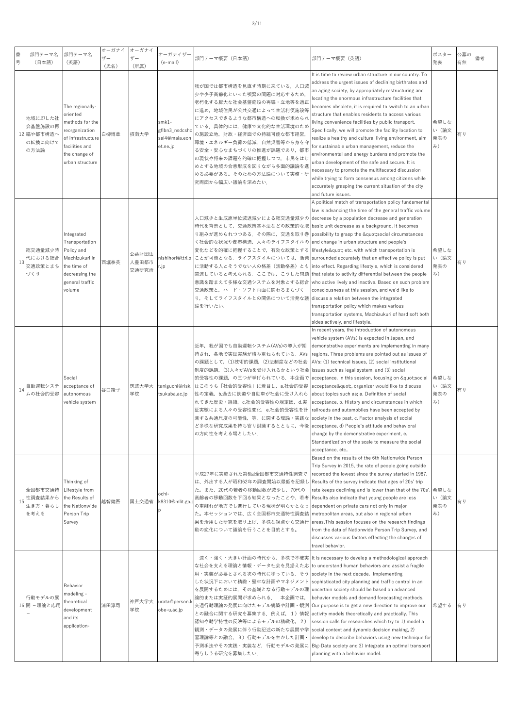| 番号 | 部門テーマ名（日本語） | 部門テーマ名（英語） | オーガナイザー（氏名） | オーガナイザー（所属） | オーガナイザー（e-mail） | 部門テーマ概要（日本語） | 部門テーマ概要（英語） | ポスター発表 | 公募の有無 | 備考 |
|---|---|---|---|---|---|---|---|---|---|---|
| 12 | 地域に即した社会基盤施設の再編や都市構造への転換に向けての方法論 | The regionally-oriented methods for the reorganization of infrastructure facilities and the change of urban structure | 白柳博章 | 摂南大学 | smk1-gflbn3_nsdcshcsal4@mail.eonet.ne.jp | 我が国では都市構造を見直す時期に来ている．人口減少や少子高齢化といった喫緊の問題に対応するため，老朽化する膨大な社会基盤施設の再編・立地等を適正に進め，地域住民が公共交通によって生活利便施設等にアクセスできるような都市構造への転換が求められている．具体的には，健康で文化的な生活環境のための施設立地，財政・経済面での持続可能な都市経営，環境・エネルギー負荷の低減，自然災害等から身を守る安全・安心なまちづくりの推進が課題であり，都市の現状や将来の課題を的確に把握しつつ，市民をはじめとする地域の合意形成を図りながら多面的議論を進める必要がある．そのための方法論について実務・研究両面から幅広い議論を深めたい． | It is time to review urban structure in our country. To address the urgent issues of declining birthrates and an aging society, by appropriately restructuring and locating the enormous infrastructure facilities that becomes obsolete, it is required to switch to an urban structure that enables residents to access various living convenience facilities by public transport. Specifically, we will promote the facility location to realize a healthy and cultural living environment, aim for sustainable urban management, reduce the environmental and energy burdens and promote the urban development of the safe and secure. It is necessary to promote the multifaceted discussion while trying to form consensus among citizens while accurately grasping the current situation of the city and future issues. | 希望しない（論文発表のみ） | 有り | |
| 13 | 総交通量減少時代における総合交通政策とまちづくり | Integrated Transportation Policy and Machizukuri in the time of decreasing the general traffic volume | 西堀泰英 | 公益財団法人豊田都市交通研究所 | nishihori@ttri.or.jp | 人口減少と生成原単位減退減少による総交通量減少の時代を背景として，交通政策基本法などの政策的な取り組みが進められつつある．その際に，交通を取り巻く社会的な状況や都市構造，人々のライフスタイルの変化などを的確に把握することで，有効な政策とすることが可能となる．ライフスタイルについては，活発に活動する人とそうでない人の格差（活動格差）とも関連していると考えられる．ここでは，こうした問題意識を踏まえて多様な交通システムを対象とする総合交通政策と，ハード・ソフト両面に関わるまちづくり，そしてライフスタイルとの関係について活発な議論を行いたい． | A political match of transportation policy fundamental law is advancing the time of the general traffic volume decrease by a population decrease and generation basic unit decrease as a background. It becomes possibility to grasp the &quot;social circumstances surrounded accurately that an effective policy is put into effect. Regarding lifestyle, which is considered that relate to activity differential between the people who active lively and inactive. Based on such problem consciousness at this session, and we'd like to discuss a relation between the integrated transportation policy which makes various transportation systems, Machizukuri of hard soft both sides actively, and lifestyle. | 希望しない（論文発表のみ） | 有り | |
| 14 | 自動運転システムの社会的受容 | Social acceptance of autonomous vehicle system | 谷口綾子 | 筑波大学大学院 | taniguchi@risk.tsukuba.ac.jp | 近年，我が国でも自動運転システム(AVs)の導入が期待され，各地で実証実験が積み重ねられている．AVsの課題として，(1)技術的課題，(2)法制度などの社会制度的課題，(3)人々がAVsを受け入れるかという社会的受容性の課題，の三つが挙げられている．本企画ではこのうち「社会的受容性」に着目し，a.社会的受容性の定義，b.過去に鉄道や自動車が社会に受け入れられてきた歴史・経緯，c.社会的受容性の規定因，d.実証実験による人々の受容性変化，e.社会的受容性を計測する共通尺度の可能性，等，に関する理論・実践など多様な研究成果を持ち寄り討議するとともに，今後の方向性を考える場としたい． | In recent years, the introduction of autonomous vehicle system (AVs) is expected in Japan, and demonstrative experiments are implementing in many regions. Three problems are pointed out as issues of AVs: (1) technical issues, (2) social institutional issues such as legal system, and (3) social acceptance. In this session, focusing on &quot;social acceptance&quot;, organizer would like to discuss about topics such as; a. Definition of social acceptance, b. History and circumstances in which railroads and automobiles have been accepted by society in the past, c. Factor analysis of social acceptance, d) People's attitude and behavioral change by the demonstrative experiment, e. Standardization of the scale to measure the social acceptance, etc.. | 希望しない（論文発表のみ） | 有り | |
| 15 | 全国都市交通特性調査結果から生き方・暮らしを考える | Thinking of Lifestyle from the Results of the Nationwide Person Trip Survey | 越智健吾 | 国土交通省 | ochi-k8310@mlit.go.jp | 平成27年に実施された第6回全国都市交通特性調査では，外出する人が昭和62年の調査開始以来最低を記録した．また，20代の若者の移動回数が減少し，70代の高齢者の移動回数を下回る結果となったことや，若者の車離れが地方でも進行している現状が明らかとなった．本セッションでは，広く全国都市交通特性調査結果を活用した研究を取り上げ，多様な視点から交通行動の変化について議論を行うことを目的とする。 | Based on the results of the 6th Nationwide Person Trip Survey in 2015, the rate of people going outside recorded the lowest since the survey started in 1987. Results of the survey indicate that ages of 20's' trip rate keeps declining and is lower than that of the 70's'. Results also indicate that young people are less dependent on private cars not only in major metropolitan areas, but also in regional urban areas.This session focuses on the research findings from the data of Nationwide Person Trip Survey, and discusses various factors effecting the changes of travel behavior. | 希望しない（論文発表のみ） | 有り | |
| 16 | 行動モデルの展開 －理論と応用－ | Behavior modeling -theoretical development and its application- | 浦田淳司 | 神戸大学大学院 | urata@person.kobe-u.ac.jp | 速く・強く・大きい計画の時代から，多様で不確実な社会を支える理論と情報・データ社会を見据えた応用・実装が必要とされる次の時代に移っている．そうした状況下において精緻・堅牢な計画やマネジメントを展開するためには，その基礎となる行動モデルの理論的または実証的展開が求められる． 本企画では，交通行動理論の発展に向けたモデル構築や計画・観測との融合に関する研究を募集する．例えば，1）情報認知や動学特性の反映等によるモデルの精緻化，2）観測・データの発展に伴う行動記述の新たな展開や学習論等との融合，3）行動モデルを生かした計画・予測手法やその実践・実装など，行動モデルの発展に寄与しうる研究を募集したい． | It is necessary to develop a methodological approach to understand human behaviors and assist a fragile society in the next decade. Implementing sophisticated city planning and traffic control in an uncertain society should be based on advanced behavior models and demand forecasting methods. Our purpose is to get a new direction to improve our activity models theoretically and practically. This session calls for researchers which try to 1) model a social context and dynamic decision making, 2) develop to describe behaviors using new technique for Big-Data society and 3) integrate an optimal transport planning with a behavior model. | 希望する | 有り | |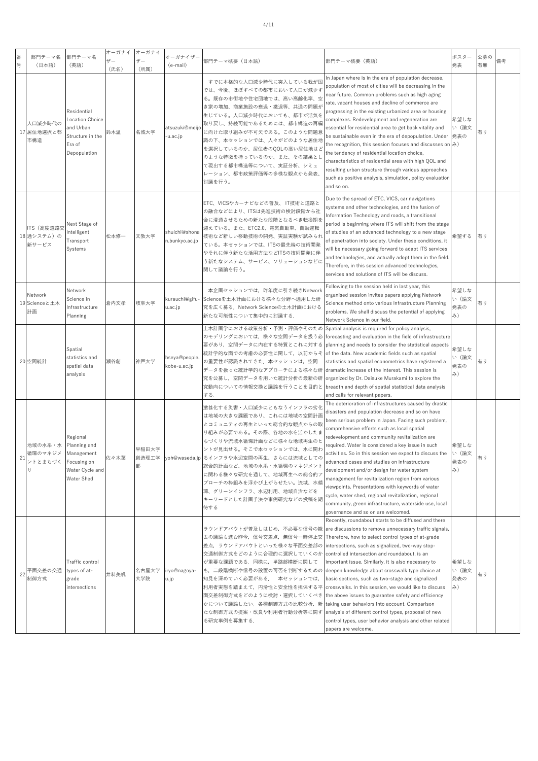| 番号 | 部門テーマ名（日本語） | 部門テーマ名（英語） | オーガナイザー（氏名） | オーガナイザー（所属） | オーガナイザー（e-mail） | 部門テーマ概要（日本語） | 部門テーマ概要（英語） | ポスター発表 | 公募の有無 | 備考 |
|---|---|---|---|---|---|---|---|---|---|---|
| 17 | 人口減少時代の居住地選択と都市構造 | Residential Location Choice and Urban Structure in the Era of Depopulation | 鈴木温 | 名城大学 | atsuzuki@meijo-u.ac.jp | すでに本格的な人口減少時代に突入している我が国では、今後、ほぼすべての都市において人口が減少する。既存の市街地や住宅団地では、高い高齢化率、空き家の増加、商業施設の衰退・撤退等、共通の問題が生じている。人口減少時代においても、都市が活気を取り戻し、持続可能であるためには、都市構造の再編に向けた取り組みが不可欠である。このような問題意識の下、本セッションでは、人々がどのような居住地を選択しているのか、居住者のQOLの高い居住地はどのような特徴を持っているのか、また、その結果として現出する都市構造等について、実証分析、シミュレーション、都市政策評価等の多様な観点から発表、討議を行う。 | In Japan where is in the era of population decrease, population of most of cities will be decreasing in the near future. Common problems such as high aging rate, vacant houses and decline of commerce are progressing in the existing urbanized area or housing complexes. Redevelopment and regeneration are essential for residential area to get back vitality and be sustainable even in the era of depopulation. Under the recognition, this session focuses and discusses on the tendency of residential location choice, characteristics of residential area with high QOL and resulting urban structure through various approaches such as positive analysis, simulation, policy evaluation and so on. | 希望しない（論文発表のみ） | 有り | |
| 18 | ITS（高度道路交通システム）の新サービス | Next Stage of Intelligent Transport Systems | 松本修一 | 文教大学 | shuichi@shonan.bunkyo.ac.jp | ETC、VICSやカーナビなどの普及、IT技術と道路との融合などにより、ITSは先進技術の検討段階から社会に浸透させるための新たな段階となるべき転換期を迎えている。また、ETC2.0、電気自動車、自動運転技術など新しい移動技術の開発、実証実験が試みられている。本セッションでは、ITSの最先端の技術開発やそれに伴う新たな活用方法などITSの技術開発に伴う新たなシステム、サービス、ソリューションなどに関して議論を行う。 | Due to the spread of ETC, VICS, car navigations systems and other technologies, and the fusion of Information Technology and roads, a transitional period is beginning where ITS will shift from the stage of studies of an advanced technology to a new stage of penetration into society. Under these conditions, it will be necessary going forward to adapt ITS services and technologies, and actually adopt them in the field. Therefore, in this session advanced technologies, services and solutions of ITS will be discuss. | 希望する | 有り | |
| 19 | Network Scienceと土木計画 | Network Science in Infrastructure Planning | 倉内文孝 | 岐阜大学 | kurauchi@gifu-u.ac.jp | 本企画セッションでは，昨年度に引き続きNetwork Scienceを土木計画における様々な分野へ適用した研究を広く募る．Network Scienceの土木計画における新たな可能性について集中的に討議する． | Following to the session held in last year, this organised session invites papers applying Network Science method onto various Infrastructure Planning problems. We shall discuss the potential of applying Network Science in our field. | 希望しない（論文発表のみ） | 有り | |
| 20 | 空間統計 | Spatial statistics and spatial data analysis | 瀬谷創 | 神戸大学 | hseya@people.kobe-u.ac.jp | 土木計画学における政策分析・予測・評価やそのためのモデリングにおいては，様々な空間データを扱う必要があり，空間データに内在する特質とそれに対する統計学的な面での考慮の必要性に関して，以前からその重要性が認識されてきた．本セッションは，空間データを扱った統計学的なアプローチによる様々な研究を公募し，空間データを用いた統計分析の最新の研究動向についての情報交換と議論を行うことを目的とする． | Spatial analysis is required for policy analysis, forecasting and evaluation in the field of infrastructure planning and needs to consider the statistical aspects of the data. New academic fields such as spatial statistics and spatial econometrics have registered a dramatic increase of the interest. This session is organized by Dr. Daisuke Murakami to explore the breadth and depth of spatial statistical data analysis and calls for relevant papers. | 希望しない（論文発表のみ） | 有り | |
| 21 | 地域の水系・水循環のマネジメントとまちづくり | Regional Planning and Management Focusing on Water Cycle and Water Shed | 佐々木葉 | 早稲田大学創造理工学部 | yoh@waseda.jp | 激甚化する災害・人口減少にともなうインフラの劣化は地域の大きな課題であり、これには地域の空間計画とコミュニティの再生といった総合的な観点からの取り組みが必要である。その際、各地の水を活かしたまちづくりや流域水循環計画などに様々な地域再生のヒントが見出せる。そこで本セッションでは、水に関わるインフラや水辺空間の再生、さらには流域としての総合的計画など、地域の水系・水循環のマネジメントに関わる様々な研究を通して、地域再生への総合的アプローチの枠組みを浮かび上がらせたい。流域、水循環、グリーンインフラ、水辺利用、地域自治などをキーワードとした計画手法や事例研究などの投稿を期待する | The deterioration of infrastructures caused by drastic disasters and population decrease and so on have been serious problem in Japan. Facing such problem, comprehensive efforts such as local spatial redevelopment and community revitalization are required. Water is considered a key issue in such activities. So in this session we expect to discuss the advanced cases and studies on infrastructure development and/or design for water system management for revitalization region from various viewpoints. Presentations with keywords of water cycle, water shed, regional revitalization, regional community, green infrastructure, waterside use, local governance and so on are welcomed. | 希望しない（論文発表のみ） | 有り | |
| 22 | 平面交差の交通制御方式 | Traffic control types of at-grade intersections | 井料美帆 | 名古屋大学大学院 | iryo@nagoya-u.jp | ラウンドアバウトが普及しはじめ，不必要な信号の撤去の議論も進む昨今，信号交差点，無信号一時停止交差点，ラウンドアバウトといった様々な平面交差部の交通制御方式をどのように合理的に選択していくのかが重要な課題である．同様に，単路部横断に関しても，二段階横断や信号の設置の可否を判断するための知見を深めていく必要がある．　本セッションでは，利用者実態を踏まえて，円滑性と安全性を担保する平面交差制御方式をどのように検討・選択していくべきかについて議論したい．各種制御方式の比較分析，新たな制御方式の提案・改良や利用者行動分析等に関する研究事例を募集する． | Recently, roundabout starts to be diffused and there are discussions to remove unnecessary traffic signals. Therefore, how to select control types of at-grade intersections, such as signalized, two-way stop-controlled intersection and roundabout, is an important issue. Similarly, it is also necessary to deepen knowledge about crosswalk type choice at basic sections, such as two-stage and signalized crosswalks. In this session, we would like to discuss the above issues to guarantee safety and efficiency taking user behaviors into account. Comparison analysis of different control types, proposal of new control types, user behavior analysis and other related papers are welcome. | 希望しない（論文発表のみ） | 有り | |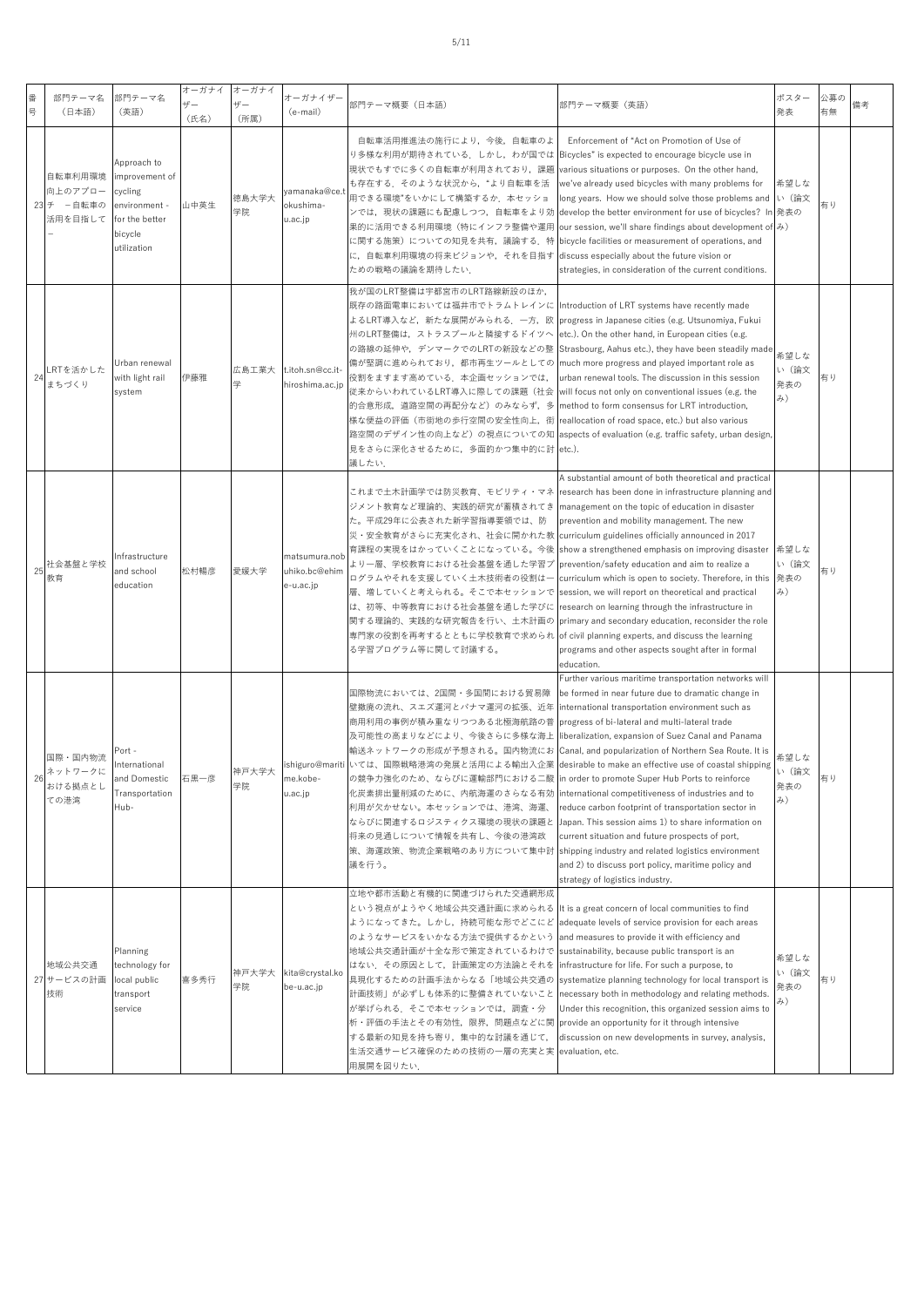| 番号 | 部門テーマ名（日本語） | 部門テーマ名（英語） | オーガナイザー（氏名） | オーガナイザー（所属） | オーガナイザー（e-mail） | 部門テーマ概要（日本語） | 部門テーマ概要（英語） | ポスター発表 | 公募の有無 | 備考 |
|---|---|---|---|---|---|---|---|---|---|---|
| 23 | 自転車利用環境向上のアプローチ　ー自転車の活用を目指して− | Approach to improvement of cycling environment - for the better bicycle utilization | 山中英生 | 徳島大学 | yamanaka@ce.tokushima-u.ac.jp | 自転車活用推進法の施行により，今後，自転車のより多様な利用が期待されている．しかし，わが国では現状でもすでに多くの自転車が利用されており，課題も存在する．そのような状況から，"より自転車を活用できる環境"をいかにして構築するか．本セッションでは，現状の課題にも配慮しつつ，自転車をより効果的に活用できる利用環境（特にインフラ整備や運用に関する施策）についての知見を共有，議論する．特に，自転車利用環境の将来ビジョンや，それを目指すための戦略の議論を期待したい． | Enforcement of "Act on Promotion of Use of Bicycles" is expected to encourage bicycle use in various situations or purposes. On the other hand, we've already used bicycles with many problems for long years. How we should solve those problems and develop the better environment for use of bicycles? In our session, we'll share findings about development of bicycle facilities or measurement of operations, and discuss especially about the future vision or strategies, in consideration of the current conditions. | 希望しない（論文発表のみ） | 有り | |
| 24 | LRTを活かしたまちづくり | Urban renewal with light rail system | 伊藤雅 | 広島工業大学 | t.itoh.sn@cc.it-hiroshima.ac.jp | 我が国のLRT整備は宇都宮市のLRT路線新設のほか，既存の路面電車においては福井市でトラムトレインによるLRT導入など，新たな展開がみられる．一方，欧州のLRT整備は，ストラスブールと隣接するドイツへの路線の延伸や，デンマークでのLRTの新設などの整備が堅調に進められており，都市再生ツールとしての役割をますます高めている．本企画セッションでは，従来からいわれているLRT導入に際しての課題（社会的合意形成，道路空間の再配分など）のみならず，多様な便益の評価（市街地の歩行空間の安全性向上，街路空間のデザイン性の向上など）の視点についての知見をさらに深化させるために，多面的かつ集中的に討議したい． | Introduction of LRT systems have recently made progress in Japanese cities (e.g. Utsunomiya, Fukui etc.). On the other hand, in European cities (e.g. Strasbourg, Aahus etc.), they have been steadily made much more progress and played important role as urban renewal tools. The discussion in this session will focus not only on conventional issues (e.g. the method to form consensus for LRT introduction, reallocation of road space, etc.) but also various aspects of evaluation (e.g. traffic safety, urban design, etc.). | 希望しない（論文発表のみ） | 有り | |
| 25 | 社会基盤と学校教育 | Infrastructure and school education | 松村暢彦 | 愛媛大学 | matsumura.nobuhiko.bc@ehime-u.ac.jp | これまで土木計画学では防災教育、モビリティ・マネジメント教育など理論的、実践的研究が蓄積されてきた。平成29年に公表された新学習指導要領では、防災・安全教育がさらに充実化され、社会に開かれた教育課程の実現をはかっていくことになっている。今後より一層、学校教育における社会基盤を通した学習プログラムやそれを支援していく土木技術者の役割は一層、増していくと考えられる。そこで本セッションでは、初等、中等教育における社会基盤を通した学びに関する理論的、実践的な研究報告を行い、土木計画の専門家の役割を再考するとともに学校教育で求められる学習プログラム等に関して討議する。 | A substantial amount of both theoretical and practical research has been done in infrastructure planning and management on the topic of education in disaster prevention and mobility management. The new curriculum guidelines officially announced in 2017 show a strengthened emphasis on improving disaster prevention/safety education and aim to realize a curriculum which is open to society. Therefore, in this session, we will report on theoretical and practical research on learning through the infrastructure in primary and secondary education, reconsider the role of civil planning experts, and discuss the learning programs and other aspects sought after in formal education. | 希望しない（論文発表のみ） | 有り | |
| 26 | 国際・国内物流ネットワークにおける拠点としての港湾 | Port - International and Domestic Transportation Hub- | 石黒一彦 | 神戸大学大学院 | ishiguro@maritime.kobe-u.ac.jp | 国際物流においては、2国間・多国間における貿易障壁撤廃の流れ、スエズ運河とパナマ運河の拡張、近年商用利用の事例が積み重なりつつある北極海航路の普及可能性の高まりなどにより、今後さらに多様な海上輸送ネットワークの形成が予想される。国内物流においては、国際戦略港湾の発展と活用による輸出入企業の競争力強化のため、ならびに運輸部門における二酸化炭素排出量削減のために、内航海運のさらなる有効利用が欠かせない。本セッションでは、港湾、海運、ならびに関連するロジスティクス環境の現状の課題と将来の見通しについて情報を共有し、今後の港湾政策、海運政策、物流企業戦略のあり方について集中討議を行う。 | Further various maritime transportation networks will be formed in near future due to dramatic change in international transportation environment such as progress of bi-lateral and multi-lateral trade liberalization, expansion of Suez Canal and Panama Canal, and popularization of Northern Sea Route. It is desirable to make an effective use of coastal shipping in order to promote Super Hub Ports to reinforce international competitiveness of industries and to reduce carbon footprint of transportation sector in Japan. This session aims 1) to share information on current situation and future prospects of port, shipping industry and related logistics environment and 2) to discuss port policy, maritime policy and strategy of logistics industry. | 希望しない（論文発表のみ） | 有り | |
| 27 | 地域公共交通サービスの計画技術 | Planning technology for local public transport service | 喜多秀行 | 神戸大学大学院 | kita@crystal.kobe-u.ac.jp | 立地や都市活動と有機的に関連づけられた交通網形成という視点がようやく地域公共交通計画に求められるようになってきた。しかし，持続可能な形でどこにどのようなサービスをいかなる方法で提供するかという地域公共交通計画が十分な形で策定されているわけではない．その原因として，計画策定の方法論とそれを具現化するための計画手法からなる「地域公共交通の計画技術」が必ずしも体系的に整備されていないことが挙げられる．そこで本セッションでは，調査・分析・評価の手法とその有効性，限界，問題点などに関する最新の知見を持ち寄り，集中的な討議を通じて，生活交通サービス確保のための技術の一層の充実と実用展開を図りたい． | It is a great concern of local communities to find adequate levels of service provision for each areas and measures to provide it with efficiency and sustainability, because public transport is an infrastructure for life. For such a purpose, to systematize planning technology for local transport is necessary both in methodology and relating methods. Under this recognition, this organized session aims to provide an opportunity for it through intensive discussion on new developments in survey, analysis, evaluation, etc. | 希望しない（論文発表のみ） | 有り | |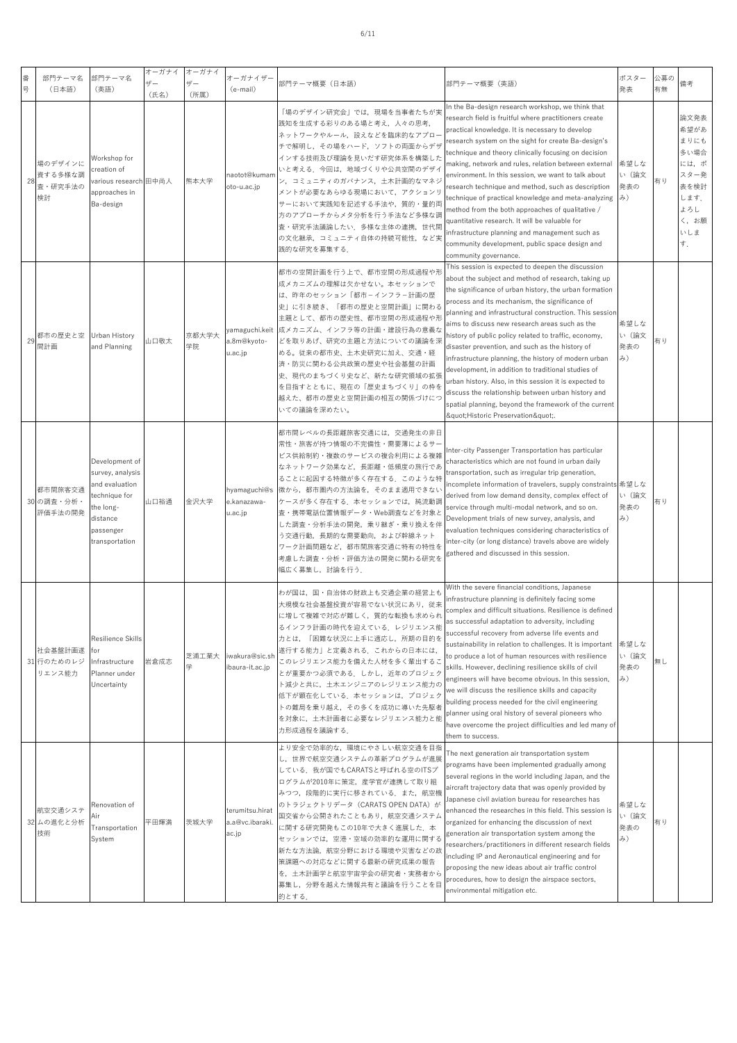| 番号 | 部門テーマ名（日本語） | 部門テーマ名（英語） | オーガナイザー（氏名） | オーガナイザー（所属） | オーガナイザー（e-mail） | 部門テーマ概要（日本語） | 部門テーマ概要（英語） | ポスター発表 | 公募の有無 | 備考 |
|---|---|---|---|---|---|---|---|---|---|---|
| 28 | 場のデザインに資する多様な調査・研究手法の検討 | Workshop for creation of various research approaches in Ba-design | 田中尚人 | 熊本大学 | naotot@kumamoto-u.ac.jp | 「場のデザイン研究会」では，現場を当事者たちが実践知を生成する彩りのある場と考え，人々の思考，ネットワークやルール，設えなどを臨床的なアプローチで解明し，その場をハード，ソフトの両面からデザインする技術及び理論を見いだす研究体系を構築したいと考える．今回は，地域づくりや公共空間のデザイン，コミュニティのガバナンス，土木計画的なマネジメントが必要なあらゆる現場において，アクションリサーにおいて実践知を記述する手法や，質的・量的両方のアプローチからメタ分析を行う手法など多様な調査・研究手法議論したい．多様な主体の連携，世代間の文化継承，コミュニティ自体の持続可能性，など実践的な研究を募集する． | In the Ba-design research workshop, we think that research field is fruitful where practitioners create practical knowledge. It is necessary to develop research system on the sight for create Ba-design's technique and theory clinically focusing on decision making, network and rules, relation between external environment. In this session, we want to talk about research technique and method, such as description technique of practical knowledge and meta-analyzing method from the both approaches of qualitative / quantitative research. It will be valuable for infrastructure planning and management such as community development, public space design and community governance. | 希望しない（論文発表のみ） | 有り | 論文発表希望があまりにも多い場合には，ポスター発表を検討します．よろしく，お願いします． |
| 29 | 都市の歴史と空間計画 | Urban History and Planning | 山口敬太 | 京都大学大学院 | yamaguchi.keita.8m@kyoto-u.ac.jp | 都市の空間計画を行う上で，都市空間の形成過程や形成メカニズムの理解は欠かせない。本セッションでは，昨年のセッション「都市－インフラ－計画の歴史」に引き続き，「都市の歴史と空間計画」に関わる主題として，都市の歴史性，都市空間の形成過程や形成メカニズム，インフラ等の計画・建設行為の意義などを取りあげ，研究の主題と方法についての議論を深める。従来の都市史，土木史研究に加え，交通・経済・防災に関わる公共政策の歴史や社会基盤の計画史，現代のまちづくり史など，新たな研究領域の拡張を目指すとともに，現在の「歴史まちづくり」の枠を越えた，都市の歴史と空間計画の相互の関係づけについての議論を深めたい。 | This session is expected to deepen the discussion about the subject and method of research, taking up the significance of urban history, the urban formation process and its mechanism, the significance of planning and infrastructural construction. This session aims to discuss new research areas such as the history of public policy related to traffic, economy, disaster prevention, and such as the history of infrastructure planning, the history of modern urban development, in addition to traditional studies of urban history. Also, in this session it is expected to discuss the relationship between urban history and spatial planning, beyond the framework of the current &quot;Historic Preservation&quot;. | 希望しない（論文発表のみ） | 有り | |
| 30 | 都市間旅客交通の調査・分析・評価手法の開発 | Development of survey, analysis and evaluation technique for the long-distance passenger transportation | 山口裕通 | 金沢大学 | hyamaguchi@se.kanazawa-u.ac.jp | 都市間レベルの長距離旅客交通には，交通発生の非日常性・旅客が持つ情報の不完備性・需要薄によるサービス供給制約・複数のサービスの複合利用による複雑なネットワーク効果など，長距離・低頻度の旅行であることに起因する特徴が多く存在する．このような特徴から，都市圏内の方法論を，そのまま適用できないケースが多く存在する．本セッションでは，純流動調査・携帯電話位置情報データ・Web調査などを対象とした調査・分析手法の開発，乗り継ぎ・乗り換えを伴う交通行動，長期的な需要動向，および幹線ネットワーク計画問題など，都市間旅客交通に特有の特性を考慮した調査・分析・評価方法の開発に関わる研究を幅広く募集し，討論を行う． | Inter-city Passenger Transportation has particular characteristics which are not found in urban daily transportation, such as irregular trip generation, incomplete information of travelers, supply constraints derived from low demand density, complex effect of service through multi-modal network, and so on. Development trials of new survey, analysis, and evaluation techniques considering characteristics of inter-city (or long distance) travels above are widely gathered and discussed in this session. | 希望しない（論文発表のみ） | 有り | |
| 31 | 社会基盤計画遂行のためのレジリエンス能力 | Resilience Skills for Infrastructure Planner under Uncertainty | 岩倉成志 | 芝浦工業大学 | iwakura@sic.shibaura-it.ac.jp | わが国は，国・自治体の財政上も交通企業の経営上も大規模な社会基盤投資が容易でない状況にあり，従来に増して複雑で対応が難しく，質的な転換も求められるインフラ計画の時代を迎えている．レジリエンス能力とは，「困難な状況に上手に適応し，所期の目的を遂行する能力」と定義される．これからの日本には，このレジリエンス能力を備えた人材を多く輩出することが重要かつ必須である．しかし，近年のプロジェクト減少と共に，土木エンジニアのレジリエンス能力の低下が顕在化している．本セッションは，プロジェクトの難局を乗り越え，その多くを成功に導いた先駆者を対象に，土木計画者に必要なレジリエンス能力と能力形成過程を議論する． | With the severe financial conditions, Japanese infrastructure planning is definitely facing some complex and difficult situations. Resilience is defined as successful adaptation to adversity, including successful recovery from adverse life events and sustainability in relation to challenges. It is important to produce a lot of human resources with resilience skills. However, declining resilience skills of civil engineers will have become obvious. In this session, we will discuss the resilience skills and capacity building process needed for the civil engineering planner using oral history of several pioneers who have overcome the project difficulties and led many of them to success. | 希望しない（論文発表のみ） | 無し | |
| 32 | 航空交通システムの進化と分析技術 | Renovation of Air Transportation System | 平田輝満 | 茨城大学 | terumitsu.hirata.a@vc.ibaraki.ac.jp | より安全で効率的な，環境にやさしい航空交通を目指し，世界で航空交通システムの革新プログラムが進展している．我が国でもCARATSと呼ばれる空のITSプログラムが2010年に策定，産学官が連携して取り組みつつ，段階的に実行に移されている．また，航空機のトラジェクトリデータ（CARATS OPEN DATA）が国交省から公開されたこともあり，航空交通システムに関する研究開発もこの10年で大きく進展した．本セッションでは，空港・空域の効率的な運用に関する新たな方法論，航空分野における環境や災害などの政策課題への対応などに関する最新の研究成果の報告を，土木計画学と航空宇宙学会の研究者・実務者から募集し，分野を越えた情報共有と議論を行うことを目的とする． | The next generation air transportation system programs have been implemented gradually among several regions in the world including Japan, and the aircraft trajectory data that was openly provided by Japanese civil aviation bureau for researches has enhanced the researches in this field. This session is organized for enhancing the discussion of next generation air transportation system among the researchers/practitioners in different research fields including IP and Aeronautical engineering and for proposing the new ideas about air traffic control procedures, how to design the airspace sectors, environmental mitigation etc. | 希望しない（論文発表のみ） | 有り | |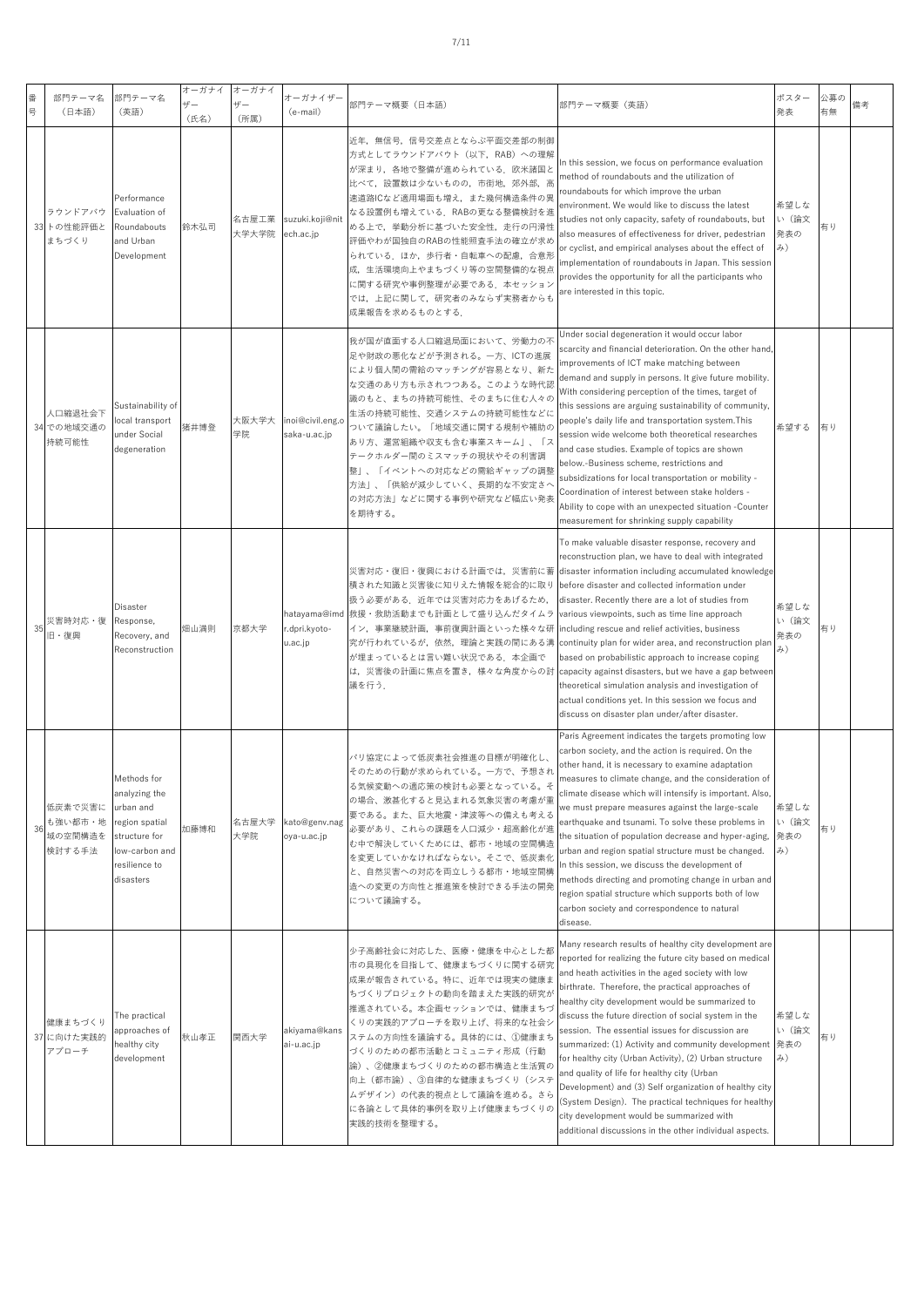| 番号 | 部門テーマ名（日本語） | 部門テーマ名（英語） | オーガナイザー（氏名） | オーガナイザー（所属） | オーガナイザー（e-mail） | 部門テーマ概要（日本語） | 部門テーマ概要（英語） | ポスター発表 | 公募の有無 | 備考 |
|---|---|---|---|---|---|---|---|---|---|---|
| 33 | ラウンドアバウトの性能評価とまちづくり | Performance Evaluation of Roundabouts and Urban Development | 鈴木弘司 | 名古屋工業大学大学院 | suzuki.koji@nitech.ac.jp | 近年，無信号，信号交差点とならぶ平面交差部の制御方式としてラウンドアバウト（以下，RAB）への理解が深まり，各地で整備が進められている．欧米諸国と比べて，設置数は少ないものの，市街地，郊外部，高速道路ICなど適用場面も増え，また幾何構造条件の異なる設置例も増えている．RABの更なる整備検討を進める上で，挙動分析に基づいた安全性，走行の円滑性評価やわが国独自のRABの性能照査手法の確立が求められている．ほか，歩行者・自転車への配慮，合意形成，生活環境向上やまちづくり等の空間整備的な視点に関する研究や事例整理が必要である．本セッションでは，上記に関して，研究者のみならず実務者からも成果報告を求めるものとする． | In this session, we focus on performance evaluation method of roundabouts and the utilization of roundabouts for which improve the urban environment. We would like to discuss the latest studies not only capacity, safety of roundabouts, but also measures of effectiveness for driver, pedestrian or cyclist, and empirical analyses about the effect of implementation of roundabouts in Japan. This session provides the opportunity for all the participants who are interested in this topic. | 希望しない（論文発表のみ） | 有り | |
| 34 | 人口縮退社会下での地域交通の持続可能性 | Sustainability of local transport under Social degeneration | 猪井博登 | 大阪大学大学院 | inoi@civil.eng.osaka-u.ac.jp | 我が国が直面する人口縮退局面において、労働力の不足や財政の悪化などが予測される。一方、ICTの進展により個人間の需給のマッチングが容易となり、新たな交通のあり方も示されつつある。このような時代認識のもと、まちの持続可能性、そのまちに住む人々の生活の持続可能性、交通システムの持続可能性などについて議論したい。「地域交通に関する規制や補助のあり方、運営組織や収支も含む事業スキーム」、「ステークホルダー間のミスマッチの現状やその利害調整」、「イベントへの対応などの需給ギャップの調整方法」、「供給が減少していく、長期的な不安定さへの対応方法」などに関する事例や研究など幅広い発表を期待する。 | Under social degeneration it would occur labor scarcity and financial deterioration. On the other hand, improvements of ICT make matching between demand and supply in persons. It give future mobility. With considering perception of the times, target of this sessions are arguing sustainability of community, people's daily life and transportation system.This session wide welcome both theoretical researches and case studies. Example of topics are shown below.-Business scheme, restrictions and subsidizations for local transportation or mobility -Coordination of interest between stake holders -Ability to cope with an unexpected situation -Counter measurement for shrinking supply capability | 希望する | 有り | |
| 35 | 災害時対応・復旧・復興 | Disaster Response, Recovery, and Reconstruction | 畑山満則 | 京都大学 | hatayama@imdr.dpri.kyoto-u.ac.jp | 災害対応・復旧・復興における計画では，災害前に蓄積された知識と災害後に知りえた情報を総合的に取り扱う必要がある．近年では災害対応力をあげるため，救援・救助活動までも計画として盛り込んだタイムライン，事業継続計画，事前復興計画といった様々な研究が行われているが，依然，理論と実践の間にある溝が埋まっているとは言い難い状況である．本企画では，災害後の計画に焦点を置き，様々な角度からの討議を行う． | To make valuable disaster response, recovery and reconstruction plan, we have to deal with integrated disaster information including accumulated knowledge before disaster and collected information under disaster. Recently there are a lot of studies from various viewpoints, such as time line approach including rescue and relief activities, business continuity plan for wider area, and reconstruction plan based on probabilistic approach to increase coping capacity against disasters, but we have a gap between theoretical simulation analysis and investigation of actual conditions yet. In this session we focus and discuss on disaster plan under/after disaster. | 希望しない（論文発表のみ） | 有り | |
| 36 | 低炭素で災害にも強い都市・地域の空間構造を検討する手法 | Methods for analyzing the urban and region spatial structure for low-carbon and resilience to disasters | 加藤博和 | 名古屋大学大学院 | kato@genv.nagoya-u.ac.jp | パリ協定によって低炭素社会推進の目標が明確化し、そのための行動が求められている。一方で、予想される気候変動への適応策の検討も必要となっている。その場合、激甚化すると見込まれる気象災害の考慮が重要である。また、巨大地震・津波等への備えも考える必要があり、これらの課題を人口減少・超高齢化が進む中で解決していくためには、都市・地域の空間構造を変更していかなければならない。そこで、低炭素化と、自然災害への対応を両立しうる都市・地域空間構造への変更の方向性と推進策を検討できる手法の開発について議論する。 | Paris Agreement indicates the targets promoting low carbon society, and the action is required. On the other hand, it is necessary to examine adaptation measures to climate change, and the consideration of climate disease which will intensify is important. Also, we must prepare measures against the large-scale earthquake and tsunami. To solve these problems in the situation of population decrease and hyper-aging, urban and region spatial structure must be changed. In this session, we discuss the development of methods directing and promoting change in urban and region spatial structure which supports both of low carbon society and correspondence to natural disease. | 希望しない（論文発表のみ） | 有り | |
| 37 | 健康まちづくりに向けた実践的アプローチ | The practical approaches of healthy city development | 秋山孝正 | 関西大学 | akiyama@kansai-u.ac.jp | 少子高齢社会に対応した、医療・健康を中心とした都市の具現化を目指して、健康まちづくりに関する研究成果が報告されている。特に、近年では現実の健康まちづくりプロジェクトの動向を踏まえた実践的研究が推進されている。本企画セッションでは、健康まちづくりの実践的アプローチを取り上げ、将来的な社会システムの方向性を議論する。具体的には、①健康まちづくりのための都市活動とコミュニティ形成（行動論）、②健康まちづくりのための都市構造と生活質の向上（都市論）、③自律的な健康まちづくり（システムデザイン）の代表的視点として議論を進める。さらに各論として具体的事例を取り上げ健康まちづくりの実践的技術を整理する。 | Many research results of healthy city development are reported for realizing the future city based on medical and heath activities in the aged society with low birthrate. Therefore, the practical approaches of healthy city development would be summarized to discuss the future direction of social system in the session. The essential issues for discussion are summarized: (1) Activity and community development for healthy city (Urban Activity), (2) Urban structure and quality of life for healthy city (Urban Development) and (3) Self organization of healthy city (System Design). The practical techniques for healthy city development would be summarized with additional discussions in the other individual aspects. | 希望しない（論文発表のみ） | 有り | |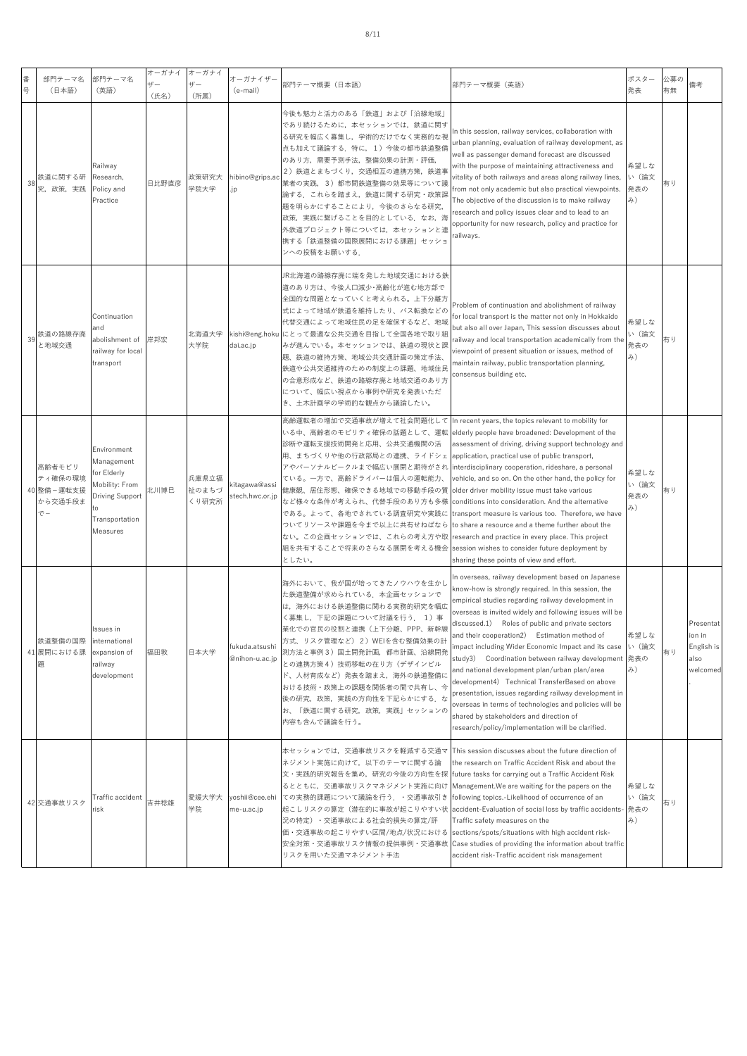| 番号 | 部門テーマ名（日本語） | 部門テーマ名（英語） | オーガナイザー（氏名） | オーガナイザー（所属） | オーガナイザー（e-mail） | 部門テーマ概要（日本語） | 部門テーマ概要（英語） | ポスター発表 | 公募の有無 | 備考 |
|---|---|---|---|---|---|---|---|---|---|---|
| 38 | 鉄道に関する研究，政策，実践 | Railway Research, Policy and Practice | 日比野直彦 | 政策研究大学院大学 | hibino@grips.ac.jp | 今後も魅力と活力のある「鉄道」および「沿線地域」であり続けるために，本セッションでは，鉄道に関する研究を幅広く募集し，学術的だけでなく実務的な視点も加えて議論する．特に，1）今後の都市鉄道整備のあり方，需要予測手法，整備効果の計測・評価，2）鉄道とまちづくり，交通相互の連携方策，鉄道事業者の実践，3）都市間鉄道整備の効果等について議論する．これらを踏まえ，鉄道に関する研究・政策課題を明らかにすることにより，今後のさらなる研究，政策，実践に繋げることを目的としている．なお，海外鉄道プロジェクト等については，本セッションと連携する「鉄道整備の国際展開における課題」セッションへの投稿をお願いする． | In this session, railway services, collaboration with urban planning, evaluation of railway development, as well as passenger demand forecast are discussed with the purpose of maintaining attractiveness and vitality of both railways and areas along railway lines, from not only academic but also practical viewpoints. The objective of the discussion is to make railway research and policy issues clear and to lead to an opportunity for new research, policy and practice for railways. | 希望しない（論文発表のみ） | 有り | |
| 39 | 鉄道の路線存廃と地域交通 | Continuation and abolishment of railway for local transport | 岸邦宏 | 北海道大学大学院 | kishi@eng.hokudai.ac.jp | JR北海道の路線存廃に端を発した地域交通における鉄道のあり方は、今後人口減少・高齢化が進む地方部で全国的な問題となっていくと考えられる。上下分離方式によって地域が鉄道を維持したり、バス転換などの代替交通によって地域住民の足を確保するなど、地域にとって最適な公共交通を目指して全国各地で取り組みが進んでいる。本セッションでは、鉄道の現状と課題、鉄道の維持方策、地域公共交通計画の策定手法、鉄道や公共交通維持のための制度上の課題、地域住民の合意形成など、鉄道の路線存廃と地域交通のあり方について、幅広い視点から事例や研究を発表いただき、土木計画学の学術的な観点から議論したい。 | Problem of continuation and abolishment of railway for local transport is the matter not only in Hokkaido but also all over Japan, This session discusses about railway and local transportation academically from the viewpoint of present situation or issues, method of maintain railway, public transportation planning, consensus building etc. | 希望しない（論文発表のみ） | 有り | |
| 40 | 高齢者モビリティ確保の環境整備－運転支援から交通手段まで－ | Environment Management for Elderly Mobility: From Driving Support to Transportation Measures | 北川博巳 | 兵庫県立福祉のまちづくり研究所 | kitagawa@assistech.hwc.or.jp | 高齢運転者の増加で交通事故が増えて社会問題化している中、高齢者のモビリティ確保の話題として、運転診断や運転支援技術開発と応用、公共交通機関の活用、まちづくりや他の行政部局との連携、ライドシェアやパーソナルビークルまで幅広い展開と期待がされている。一方で、高齢ドライバーは個人の運転能力、健康観、居住形態、確保できる地域での移動手段の質など様々な条件が考えられ、代替手段のあり方も多様である。よって、各地でされている調査研究や実践についてリソースや課題を今まで以上に共有せねばならない。この企画セッションでは、これらの考え方や取組を共有することで将来のさらなる展開を考える機会としたい。 | In recent years, the topics relevant to mobility for elderly people have broadened: Development of the assessment of driving, driving support technology and application, practical use of public transport, interdisciplinary cooperation, rideshare, a personal vehicle, and so on. On the other hand, the policy for older driver mobility issue must take various conditions into consideration. And the alternative transport measure is various too. Therefore, we have to share a resource and a theme further about the research and practice in every place. This project session wishes to consider future deployment by sharing these points of view and effort. | 希望しない（論文発表のみ） | 有り | |
| 41 | 鉄道整備の国際展開における課題 | Issues in international expansion of railway development | 福田敦 | 日本大学 | fukuda.atsushi@nihon-u.ac.jp | 海外において、我が国が培ってきたノウハウを生かした鉄道整備が求められている．本企画セッションでは，海外における鉄道整備に関わる実務的研究を幅広く募集し，下記の課題について討議を行う． 1）事業化での官民の役割と連携（上下分離、PPP、新幹線方式、リスク管理など）2）WEIを含む整備効果の計測方法と事例 3）国土開発計画、都市計画、沿線開発との連携方策 4）技術移転の在り方（デザインビルド、人材育成など）発表を踏まえ，海外の鉄道整備における技術・政策上の課題を関係者の間で共有し、今後の研究，政策，実践の方向性を明らかにする．なお，「鉄道に関する研究，政策，実践」セッションの内容も含んで議論を行う。 | In overseas, railway development based on Japanese know-how is strongly required. In this session, the empirical studies regarding railway development in overseas is invited widely and following issues will be discussed.1) Roles of public and private sectors and their cooperation2) Estimation method of impact including Wider Economic Impact and its case study3) Coordination between railway development and national development plan/urban plan/area development4) Technical TransferBased on above presentation, issues regarding railway development in overseas in terms of technologies and policies will be shared by stakeholders and direction of research/policy/implementation will be clarified. | 希望しない（論文発表のみ） | 有り | Presentation in English is also welcomed. |
| 42 | 交通事故リスク | Traffic accident risk | 吉井稔雄 | 愛媛大学大学院 | yoshii@cee.ehime-u.ac.jp | 本セッションでは，交通事故リスクを軽減する交通マネジメント実施に向けて，以下のテーマに関する論文・実践的研究報告を集め，研究の今後の方向性を探るとともに，交通事故リスクマネジメント実施に向けての実務的課題について議論を行う．・交通事故引き起こしリスクの算定（潜在的に事故が起こりやすい状況の特定）・交通事故による社会的損失の算定/評価・交通事故の起こりやすい区間/地点/状況における安全対策・交通事故リスク情報の提供事例・交通事故リスクを用いた交通マネジメント手法 | This session discusses about the future direction of the research on Traffic Accident Risk and about the future tasks for carrying out a Traffic Accident Risk Management.We are waiting for the papers on the following topics.-Likelihood of occurrence of an accident-Evaluation of social loss by traffic accidents-Traffic safety measures on the sections/spots/situations with high accident risk-Case studies of providing the information about traffic accident risk-Traffic accident risk management | 希望しない（論文発表のみ） | 有り | |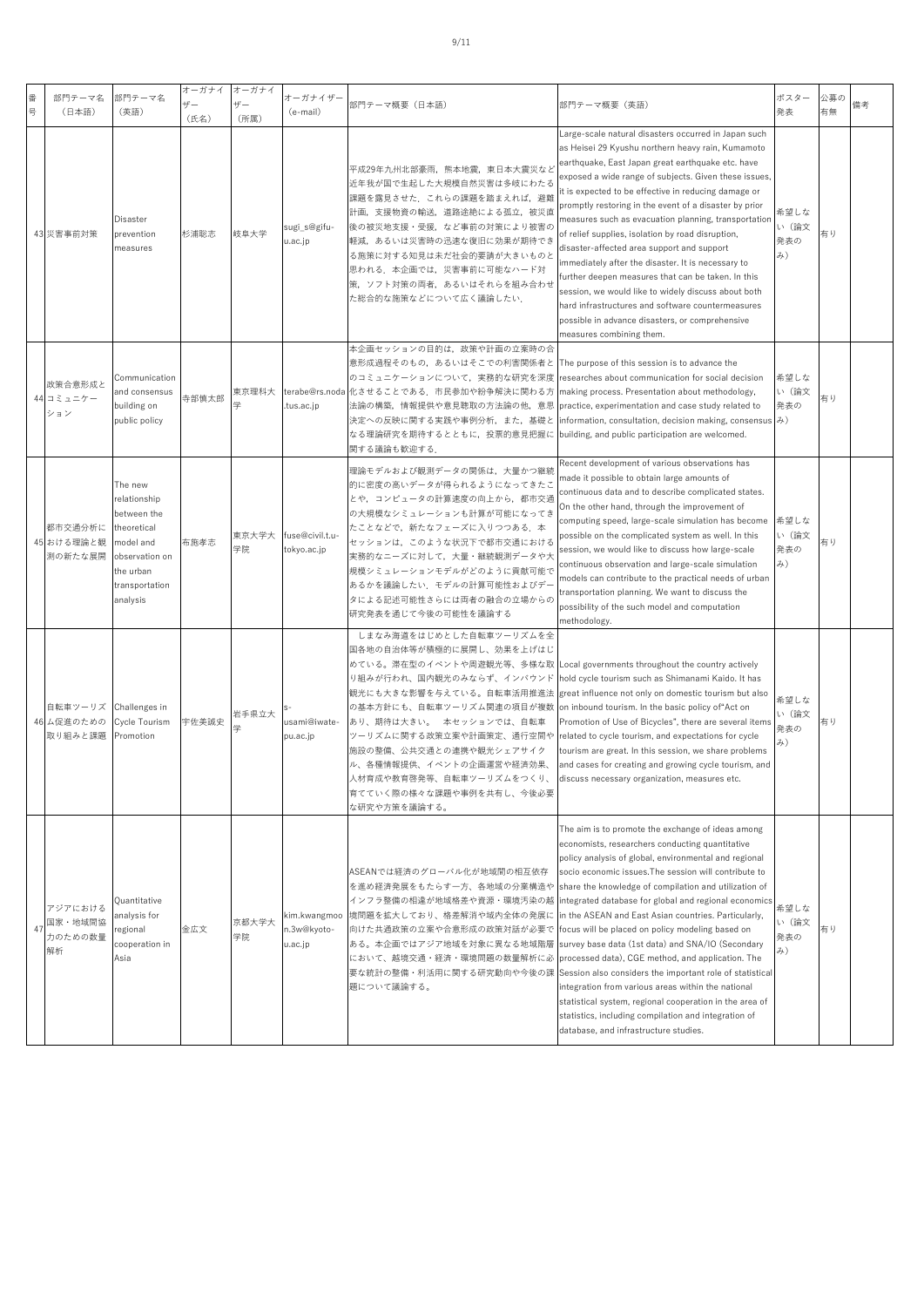| 番号 | 部門テーマ名（日本語） | 部門テーマ名（英語） | オーガナイザー（氏名） | オーガナイザー（所属） | オーガナイザー（e-mail） | 部門テーマ概要（日本語） | 部門テーマ概要（英語） | ポスター発表 | 公募の有無 | 備考 |
|---|---|---|---|---|---|---|---|---|---|---|
| 43 | 災害事前対策 | Disaster prevention measures | 杉浦聡志 | 岐阜大学 | sugi_s@gifu-u.ac.jp | 平成29年九州北部豪雨，熊本地震，東日本大震災など近年我が国で生起した大規模自然災害は多岐にわたる課題を露見させた．これらの課題を踏まえれば，避難計画，支援物資の輸送，道路途絶による孤立，被災直後の被災地支援・受援，など事前の対策により被害の軽減，あるいは災害時の迅速な復旧に効果が期待できる施策に対する知見は未だ社会的要請が大きいものと思われる．本企画では，災害事前に可能なハード対策，ソフト対策の両者，あるいはそれらを組み合わせた総合的な施策などについて広く議論したい． | Large-scale natural disasters occurred in Japan such as Heisei 29 Kyushu northern heavy rain, Kumamoto earthquake, East Japan great earthquake etc. have exposed a wide range of subjects. Given these issues, it is expected to be effective in reducing damage or promptly restoring in the event of a disaster by prior measures such as evacuation planning, transportation of relief supplies, isolation by road disruption, disaster-affected area support and support immediately after the disaster. It is necessary to further deepen measures that can be taken. In this session, we would like to widely discuss about both hard infrastructures and software countermeasures possible in advance disasters, or comprehensive measures combining them. | 希望しない（論文発表のみ） | 有り | |
| 44 | 政策合意形成とコミュニケーション | Communication and consensus building on public policy | 寺部慎太郎 | 東京理科大学 | terabe@rs.noda.tus.ac.jp | 本企画セッションの目的は，政策や計画の立案時の合意形成過程そのもの，あるいはそこでの利害関係者とのコミュニケーションについて，実務的な研究を深度化させることである．市民参加や紛争解決に関わる方法論の構築，情報提供や意見聴取の方法論の他，意思決定への反映に関する実践や事例分析，また，基礎となる理論研究を期待するとともに，投票的意見把握に関する議論も歓迎する． | The purpose of this session is to advance the researches about communication for social decision making process. Presentation about methodology, practice, experimentation and case study related to information, consultation, decision making, consensus building, and public participation are welcomed. | 希望しない（論文発表のみ） | 有り | |
| 45 | 都市交通分析における理論と観測の新たな展開 | The new relationship between the theoretical model and observation on the urban transportation analysis | 布施孝志 | 東京大学大学院 | fuse@civil.t.u-tokyo.ac.jp | 理論モデルおよび観測データの関係は，大量かつ継続的に密度の高いデータが得られるようになってきたことや，コンピュータの計算速度の向上から，都市交通の大規模なシミュレーションも計算が可能になってきたことなどで，新たなフェーズに入りつつある．本セッションは，このような状況下で都市交通における実務的なニーズに対して，大量・継続観測データや大規模シミュレーションモデルがどのように貢献可能であるかを議論したい．モデルの計算可能性およびデータによる記述可能性さらには両者の融合の立場からの研究発表を通じて今後の可能性を議論する | Recent development of various observations has made it possible to obtain large amounts of continuous data and to describe complicated states. On the other hand, through the improvement of computing speed, large-scale simulation has become possible on the complicated system as well. In this session, we would like to discuss how large-scale continuous observation and large-scale simulation models can contribute to the practical needs of urban transportation planning. We want to discuss the possibility of the such model and computation methodology. | 希望しない（論文発表のみ） | 有り | |
| 46 | 自転車ツーリズム促進のための取り組みと課題 | Challenges in Cycle Tourism Promotion | 宇佐美誠史 | 岩手県立大学 | s-usami@iwate-pu.ac.jp | しまなみ海道をはじめとした自転車ツーリズムを全国各地の自治体等が積極的に展開し、効果を上げはじめている。滞在型のイベントや周遊観光等、多様な取り組みが行われ、国内観光のみならず、インバウンド観光にも大きな影響を与えている。自転車活用推進法の基本方針にも、自転車ツーリズム関連の項目が複数あり、期待は大きい。 本セッションでは、自転車ツーリズムに関する政策立案や計画策定、通行空間や施設の整備、公共交通との連携や観光シェアサイクル、各種情報提供、イベントの企画運営や経済効果、人材育成や教育啓発等、自転車ツーリズムをつくり、育てていく際の様々な課題や事例を共有し、今後必要な研究や方策を議論する。 | Local governments throughout the country actively hold cycle tourism such as Shimanami Kaido. It has great influence not only on domestic tourism but also on inbound tourism. In the basic policy of"Act on Promotion of Use of Bicycles", there are several items related to cycle tourism, and expectations for cycle tourism are great. In this session, we share problems and cases for creating and growing cycle tourism, and discuss necessary organization, measures etc. | 希望しない（論文発表のみ） | 有り | |
| 47 | アジアにおける国家・地域間協力のための数量解析 | Quantitative analysis for regional cooperation in Asia | 金広文 | 京都大学大学院 | kim.kwangmoon.3w@kyoto-u.ac.jp | ASEANでは経済のグローバル化が地域間の相互依存を進め経済発展をもたらす一方、各地域の分業構造やインフラ整備の相違が地域格差や資源・環境汚染の越境問題を拡大しており、格差解消や域内全体の発展に向けた共通政策の立案や合意形成の政策対話が必要である。本企画ではアジア地域を対象に異なる地域階層において、越境交通・経済・環境問題の数量解析に必要な統計の整備・利活用に関する研究動向や今後の課題について議論する。 | The aim is to promote the exchange of ideas among economists, researchers conducting quantitative policy analysis of global, environmental and regional socio economic issues.The session will contribute to share the knowledge of compilation and utilization of integrated database for global and regional economics in the ASEAN and East Asian countries. Particularly, focus will be placed on policy modeling based on survey base data (1st data) and SNA/IO (Secondary processed data), CGE method, and application. The Session also considers the important role of statistical integration from various areas within the national statistical system, regional cooperation in the area of statistics, including compilation and integration of database, and infrastructure studies. | 希望しない（論文発表のみ） | 有り | |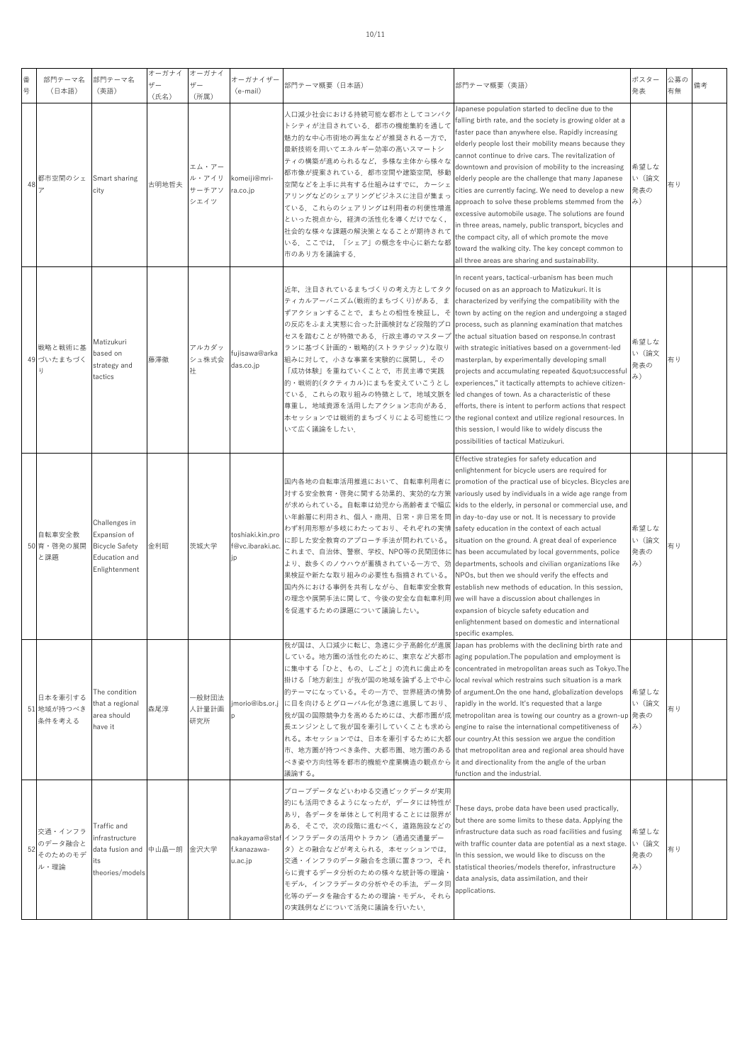| 番号 | 部門テーマ名（日本語） | 部門テーマ名（英語） | オーガナイザー（氏名） | オーガナイザー（所属） | オーガナイザー（e-mail） | 部門テーマ概要（日本語） | 部門テーマ概要（英語） | ポスター発表 | 公募の有無 | 備考 |
|---|---|---|---|---|---|---|---|---|---|---|
| 48 | 都市空間のシェア | Smart sharing city | 古明地哲夫 | エム・アール・アイリサーチアソシエイツ | komeiji@mri-ra.co.jp | 人口減少社会における持続可能な都市としてコンパクトシティが注目されている．都市の機能集約を通して魅力的な中心市街地の再生などが推奨される一方で，最新技術を用いてエネルギー効率の高いスマートシティの構築が進められるなど，多様な主体から様々な都市像が提案されている．都市空間や建築空間，移動空間などを上手に共有する仕組みはすでに，カーシェアリングなどのシェアリングビジネスに注目が集まっている．これらのシェアリングは利用者の利便性増進といった視点から，経済の活性化を導くだけでなく，社会的な様々な課題の解決策となることが期待されている．ここでは，「シェア」の概念を中心に新たな都市のあり方を議論する． | Japanese population started to decline due to the falling birth rate, and the society is growing older at a faster pace than anywhere else. Rapidly increasing elderly people lost their mobility means because they cannot continue to drive cars. The revitalization of downtown and provision of mobility to the increasing elderly people are the challenge that many Japanese cities are currently facing. We need to develop a new approach to solve these problems stemmed from the excessive automobile usage. The solutions are found in three areas, namely, public transport, bicycles and the compact city, all of which promote the move toward the walking city. The key concept common to all three areas are sharing and sustainability. | 希望しない（論文発表のみ） | 有り | |
| 49 | 戦略と戦術に基づいたまちづくり | Matizukuri based on strategy and tactics | 藤澤徹 | アルカダッシュ株式会社 | fujisawa@arkadas.co.jp | 近年，注目されているまちづくりの考え方としてタクティカルアーバニズム(戦術的まちづくり)がある．まずアクションすることで，まちとの相性を検証し，その反応をふまえ実態に合った計画検討など段階的プロセスを踏むことが特徴である．行政主導のマスタープランに基づく計画的・戦略的(ストラテジック)な取り組みに対して，小さな事業を実験的に展開し，その「成功体験」を重ねていくことで，市民主導で実践的・戦術的(タクティカル)にまちを変えていこうとしている．これらの取り組みの特徴として，地域文脈を尊重し，地域資源を活用したアクション志向がある．本セッションでは戦術的まちづくりによる可能性について広く議論をしたい． | In recent years, tactical-urbanism has been much focused on as an approach to Matizukuri. It is characterized by verifying the compatibility with the town by acting on the region and undergoing a staged process, such as planning examination that matches the actual situation based on response.In contrast with strategic initiatives based on a government-led masterplan, by experimentally developing small projects and accumulating repeated &quot;successful experiences," it tactically attempts to achieve citizen-led changes of town. As a characteristic of these efforts, there is intent to perform actions that respect the regional context and utilize regional resources. In this session, I would like to widely discuss the possibilities of tactical Matizukuri. | 希望しない（論文発表のみ） | 有り | |
| 50 | 自転車安全教育・啓発の展開と課題 | Challenges in Expansion of Bicycle Safety Education and Enlightenment | 金利昭 | 茨城大学 | toshiaki.kin.prof@vc.ibaraki.ac.jp | 国内各地の自転車活用推進において，自転車利用者に対する安全教育・啓発に関する効果的，実効的な方策が求められている。自転車は幼児から高齢者まで幅広い年齢層に利用され，個人・商用，日常・非日常を問わず利用形態が多岐にわたっており，それぞれの実情に即した安全教育のアプローチ手法が問われている。これまで，自治体，警察，学校，NPO等の民間団体により，数多くのノウハウが蓄積されている一方で，効果検証や新たな取り組みの必要性も指摘されている。国内外における事例を共有しながら，自転車安全教育の理念や展開手法に関して，今後の安全な自転車利用を促進するための課題について議論したい。 | Effective strategies for safety education and enlightenment for bicycle users are required for promotion of the practical use of bicycles. Bicycles are variously used by individuals in a wide age range from kids to the elderly, in personal or commercial use, and in day-to-day use or not. It is necessary to provide safety education in the context of each actual situation on the ground. A great deal of experience has been accumulated by local governments, police departments, schools and civilian organizations like NPOs, but then we should verify the effects and establish new methods of education. In this session, we will have a discussion about challenges in expansion of bicycle safety education and enlightenment based on domestic and international specific examples. | 希望しない（論文発表のみ） | 有り | |
| 51 | 日本を牽引する地域が持つべき条件を考える | The condition that a regional area should have it | 森尾淳 | 一般財団法人計量計画研究所 | jmorio@ibs.or.jp | 我が国は，人口減少に転じ，急速に少子高齢化が進展している。地方圏の活性化のために，東京など大都市に集中する「ひと，もの，しごと」の流れに歯止めを掛ける「地方創生」が我が国の地域を論ずる上で中心的テーマになっている。その一方で，世界経済の情勢に目を向けるとグローバル化が急速に進展しており，我が国の国際競争力を高めるためには，大都市圏が成長エンジンとして我が国を牽引していくことも求められる。本セッションでは，日本を牽引するために大都市，地方圏が持つべき条件，大都市圏，地方圏のあるべき姿や方向性等を都市的機能や産業構造の観点から議論する。 | Japan has problems with the declining birth rate and aging population.The population and employment is concentrated in metropolitan areas such as Tokyo.The local revival which restrains such situation is a mark of argument.On the one hand, globalization develops rapidly in the world. It's requested that a large metropolitan area is towing our country as a grown-up engine to raise the international competitiveness of our country.At this session we argue the condition that metropolitan area and regional area should have it and directionality from the angle of the urban function and the industrial. | 希望しない（論文発表のみ） | 有り | |
| 52 | 交通・インフラのデータ融合とそのためのモデル・理論 | Traffic and infrastructure data fusion and its theories/models | 中山晶一朗 | 金沢大学 | nakayama@staff.kanazawa-u.ac.jp | プローブデータなどいわゆる交通ビックデータが実用的にも活用できるようになったが，データには特性があり，各データを単体として利用することには限界がある．そこで，次の段階に進むべく，道路施設などのインフラデータの活用やトラカン（通過交通量データ）との融合などが考えられる．本セッションでは，交通・インフラのデータ融合を念頭に置きつつ，それらに資するデータ分析のための様々な統計等の理論・モデル，インフラデータの分析やその手法，データ同化等のデータを融合するための理論・モデル，それらの実践例などについて活発に議論を行いたい． | These days, probe data have been used practically, but there are some limits to these data. Applying the infrastructure data such as road facilities and fusing with traffic counter data are potential as a next stage. In this session, we would like to discuss on the statistical theories/models therefor, infrastructure data analysis, data assimilation, and their applications. | 希望しない（論文発表のみ） | 有り | |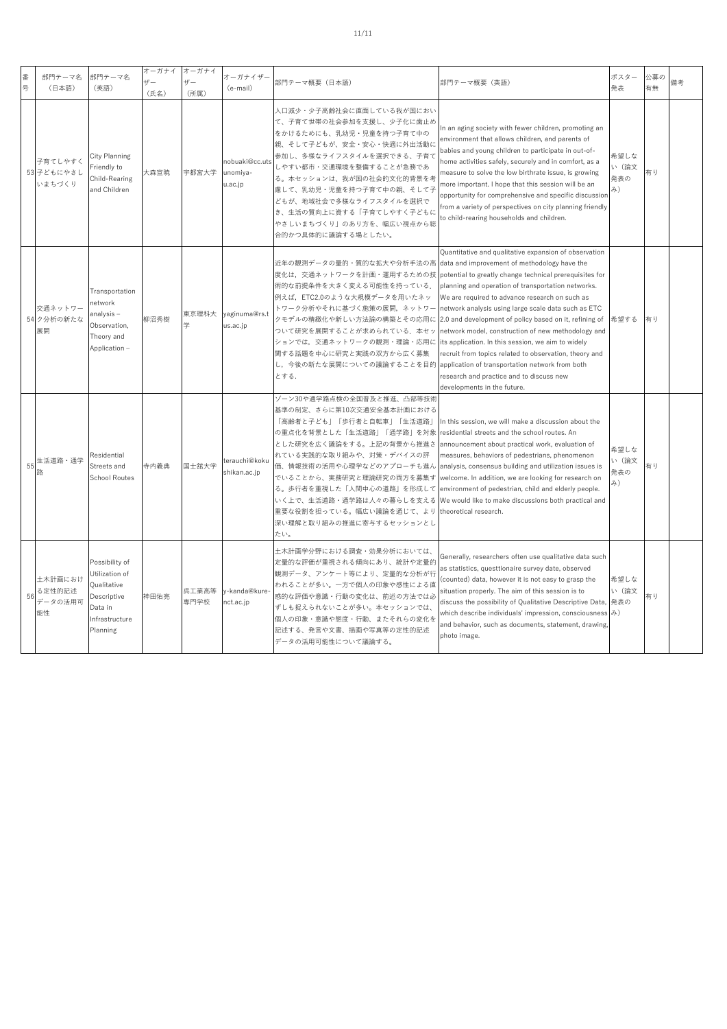| 番号 | 部門テーマ名（日本語） | 部門テーマ名（英語） | オーガナイザー（氏名） | オーガナイザー（所属） | オーガナイザー（e-mail） | 部門テーマ概要（日本語） | 部門テーマ概要（英語） | ポスター発表 | 公募の有無 | 備考 |
|---|---|---|---|---|---|---|---|---|---|---|
| 53 | 子育てしやすく子どもにやさしいまちづくり | City Planning Friendly to Child-Rearing and Children | 大森宣暁 | 宇都宮大学 | nobuaki@cc.utsunomiya-u.ac.jp | 人口減少・少子高齢社会に直面している我が国において、子育て世帯の社会参加を支援し、少子化に歯止めをかけるためにも、乳幼児・児童を持つ子育て中の親、そして子どもが、安全・安心・快適に外出活動に参加し、多様なライフスタイルを選択できる、子育てしやすい都市・交通環境を整備することが急務である。本セッションは、我が国の社会的文化的背景を考慮して、乳幼児・児童を持つ子育て中の親、そして子どもが、地域社会で多様なライフスタイルを選択でき、生活の質向上に資する「子育てしやすく子どもにやさしいまちづくり」のあり方を、幅広い視点から総合的かつ具体的に議論する場としたい。 | In an aging society with fewer children, promoting an environment that allows children, and parents of babies and young children to participate in out-of-home activities safely, securely and in comfort, as a measure to solve the low birthrate issue, is growing more important. I hope that this session will be an opportunity for comprehensive and specific discussion from a variety of perspectives on city planning friendly to child-rearing households and children. | 希望しない（論文発表のみ） | 有り | |
| 54 | 交通ネットワーク分析の新たな展開 | Transportation network analysis – Observation, Theory and Application – | 柳沼秀樹 | 東京理科大学 | yaginuma@rs.tus.ac.jp | 近年の観測データの量的・質的な拡大や分析手法の高度化は，交通ネットワークを計画・運用するための技術的な前提条件を大きく変える可能性を持っている．例えば，ETC2.0のような大規模データを用いたネットワーク分析やそれに基づく施策の展開，ネットワークモデルの精緻化や新しい方法論の構築とその応用について研究を展開することが求められている．本セッションでは，交通ネットワークの観測・理論・応用に関する話題を中心に研究と実践の双方から広く募集し，今後の新たな展開についての議論することを目的とする． | Quantitative and qualitative expansion of observation data and improvement of methodology have the potential to greatly change technical prerequisites for planning and operation of transportation networks. We are required to advance research on such as network analysis using large scale data such as ETC 2.0 and development of policy based on it, refining of network model, construction of new methodology and its application. In this session, we aim to widely recruit from topics related to observation, theory and application of transportation network from both research and practice and to discuss new developments in the future. | 希望する | 有り | |
| 55 | 生活道路・通学路 | Residential Streets and School Routes | 寺内義典 | 国士舘大学 | terauchi@kokushikan.ac.jp | ゾーン30や通学路点検の全国普及と推進、凸部等技術基準の制定、さらに第10次交通安全基本計画における「高齢者と子ども」「歩行者と自転車」「生活道路」の重点化を背景とした「生活道路」「通学路」を対象とした研究を広く議論をする。上記の背景から推進されている実践的な取り組みや、対策・デバイスの評価、情報技術の活用や心理学などのアプローチも進んでいることから、実務研究と理論研究の両方を募集する。歩行者を重視した「人間中心の道路」を形成していく上で、生活道路・通学路は人々の暮らしを支える重要な役割を担っている。幅広い議論を通じて、より深い理解と取り組みの推進に寄与するセッションとしたい。 | In this session, we will make a discussion about the residential streets and the school routes. An announcement about practical work, evaluation of measures, behaviors of pedestrians, phenomenon analysis, consensus building and utilization issues is welcome. In addition, we are looking for research on environment of pedestrian, child and elderly people. We would like to make discussions both practical and theoretical research. | 希望しない（論文発表のみ） | 有り | |
| 56 | 土木計画における定性的記述データの活用可能性 | Possibility of Utilization of Qualitative Descriptive Data in Infrastructure Planning | 神田佑亮 | 呉工業高等専門学校 | y-kanda@kure-nct.ac.jp | 土木計画学分野における調査・効果分析においては、定量的な評価が重視される傾向にあり、統計や定量的観測データ、アンケート等により、定量的な分析が行われることが多い。一方で個人の印象や感性による直感的な評価や意識・行動の変化は、前述の方法では必ずしも捉えられないことが多い。本セッションでは、個人の印象・意識や態度・行動、またそれらの変化を記述する、発言や文書、描画や写真等の定性的記述データの活用可能性について議論する。 | Generally, researchers often use qualitative data such as statistics, questtionaire survey date, observed (counted) data, however it is not easy to grasp the situation properly. The aim of this session is to discuss the possibility of Qualitative Descriptive Data, which describe individuals' impression, consciousness and behavior, such as documents, statement, drawing, photo image. | 希望しない（論文発表のみ） | 有り | |